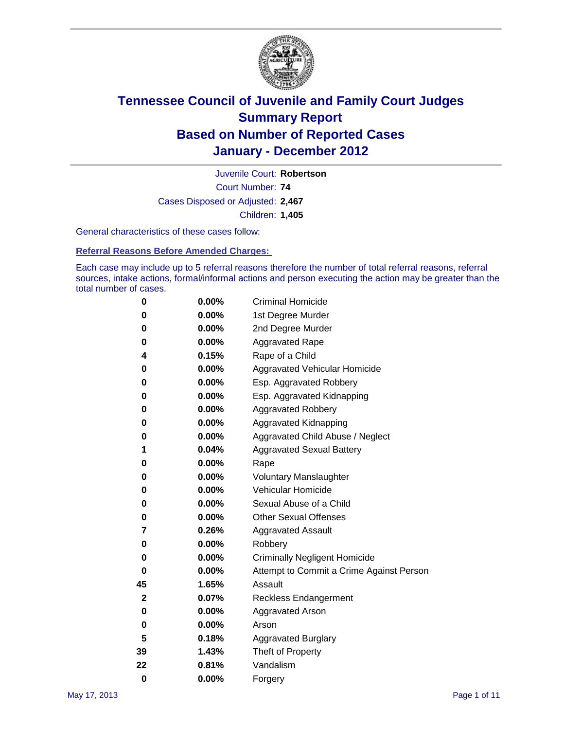# Tennessee Council of Juvenile and Family Court Judges
## Summary Report
## Based on Number of Reported Cases
## January - December 2012

Juvenile Court: **Robertson**
Court Number: **74**
Cases Disposed or Adjusted: **2,467**
Children: **1,405**

General characteristics of these cases follow:

### Referral Reasons Before Amended Charges:

Each case may include up to 5 referral reasons therefore the number of total referral reasons, referral sources, intake actions, formal/informal actions and person executing the action may be greater than the total number of cases.

| Count | Percent | Referral Reason |
|---|---|---|
| 0 | 0.00% | Criminal Homicide |
| 0 | 0.00% | 1st Degree Murder |
| 0 | 0.00% | 2nd Degree Murder |
| 0 | 0.00% | Aggravated Rape |
| 4 | 0.15% | Rape of a Child |
| 0 | 0.00% | Aggravated Vehicular Homicide |
| 0 | 0.00% | Esp. Aggravated Robbery |
| 0 | 0.00% | Esp. Aggravated Kidnapping |
| 0 | 0.00% | Aggravated Robbery |
| 0 | 0.00% | Aggravated Kidnapping |
| 0 | 0.00% | Aggravated Child Abuse / Neglect |
| 1 | 0.04% | Aggravated Sexual Battery |
| 0 | 0.00% | Rape |
| 0 | 0.00% | Voluntary Manslaughter |
| 0 | 0.00% | Vehicular Homicide |
| 0 | 0.00% | Sexual Abuse of a Child |
| 0 | 0.00% | Other Sexual Offenses |
| 7 | 0.26% | Aggravated Assault |
| 0 | 0.00% | Robbery |
| 0 | 0.00% | Criminally Negligent Homicide |
| 0 | 0.00% | Attempt to Commit a Crime Against Person |
| 45 | 1.65% | Assault |
| 2 | 0.07% | Reckless Endangerment |
| 0 | 0.00% | Aggravated Arson |
| 0 | 0.00% | Arson |
| 5 | 0.18% | Aggravated Burglary |
| 39 | 1.43% | Theft of Property |
| 22 | 0.81% | Vandalism |
| 0 | 0.00% | Forgery |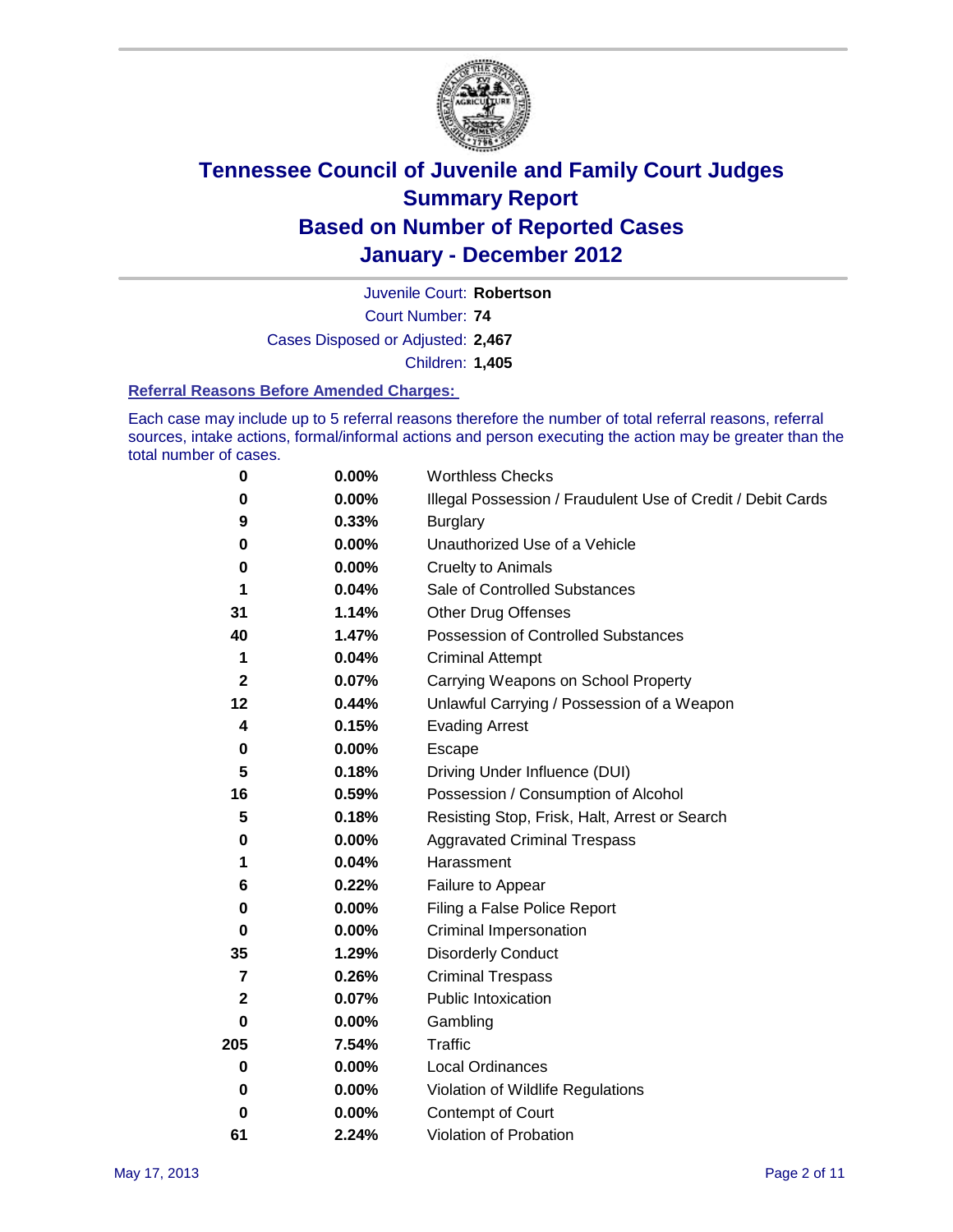# Tennessee Council of Juvenile and Family Court Judges
# Summary Report
# Based on Number of Reported Cases
# January - December 2012

Juvenile Court: **Robertson**

Court Number: **74**

Cases Disposed or Adjusted: **2,467**

Children: **1,405**

### Referral Reasons Before Amended Charges:

Each case may include up to 5 referral reasons therefore the number of total referral reasons, referral sources, intake actions, formal/informal actions and person executing the action may be greater than the total number of cases.

| Count | Percent | Referral Reason |
|---|---|---|
| 0 | 0.00% | Worthless Checks |
| 0 | 0.00% | Illegal Possession / Fraudulent Use of Credit / Debit Cards |
| 9 | 0.33% | Burglary |
| 0 | 0.00% | Unauthorized Use of a Vehicle |
| 0 | 0.00% | Cruelty to Animals |
| 1 | 0.04% | Sale of Controlled Substances |
| 31 | 1.14% | Other Drug Offenses |
| 40 | 1.47% | Possession of Controlled Substances |
| 1 | 0.04% | Criminal Attempt |
| 2 | 0.07% | Carrying Weapons on School Property |
| 12 | 0.44% | Unlawful Carrying / Possession of a Weapon |
| 4 | 0.15% | Evading Arrest |
| 0 | 0.00% | Escape |
| 5 | 0.18% | Driving Under Influence (DUI) |
| 16 | 0.59% | Possession / Consumption of Alcohol |
| 5 | 0.18% | Resisting Stop, Frisk, Halt, Arrest or Search |
| 0 | 0.00% | Aggravated Criminal Trespass |
| 1 | 0.04% | Harassment |
| 6 | 0.22% | Failure to Appear |
| 0 | 0.00% | Filing a False Police Report |
| 0 | 0.00% | Criminal Impersonation |
| 35 | 1.29% | Disorderly Conduct |
| 7 | 0.26% | Criminal Trespass |
| 2 | 0.07% | Public Intoxication |
| 0 | 0.00% | Gambling |
| 205 | 7.54% | Traffic |
| 0 | 0.00% | Local Ordinances |
| 0 | 0.00% | Violation of Wildlife Regulations |
| 0 | 0.00% | Contempt of Court |
| 61 | 2.24% | Violation of Probation |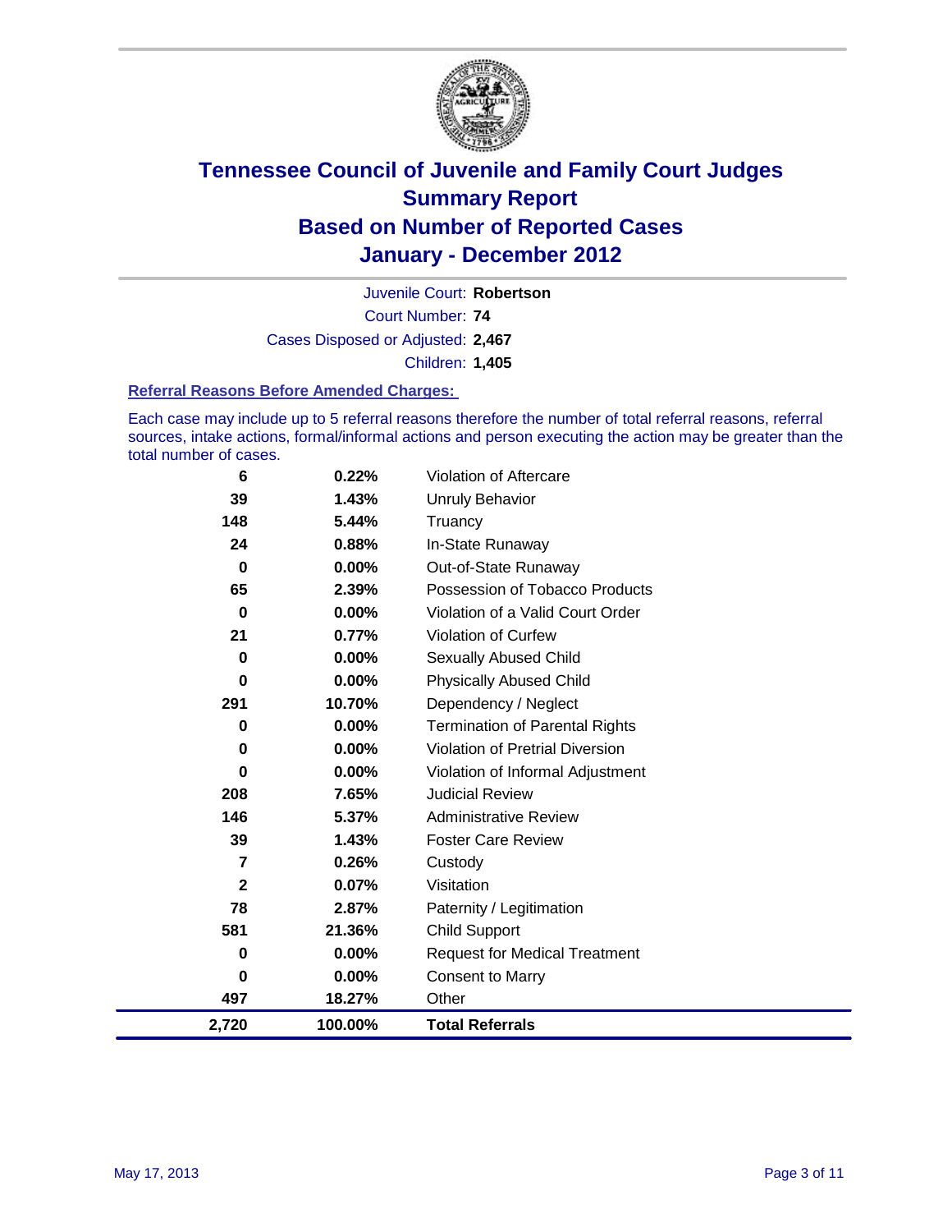# Tennessee Council of Juvenile and Family Court Judges
## Summary Report
## Based on Number of Reported Cases
## January - December 2012

Juvenile Court: **Robertson**
Court Number: **74**
Cases Disposed or Adjusted: **2,467**
Children: **1,405**

### Referral Reasons Before Amended Charges:

Each case may include up to 5 referral reasons therefore the number of total referral reasons, referral sources, intake actions, formal/informal actions and person executing the action may be greater than the total number of cases.

| Count | Percent | Referral Reason |
|---|---|---|
| 6 | 0.22% | Violation of Aftercare |
| 39 | 1.43% | Unruly Behavior |
| 148 | 5.44% | Truancy |
| 24 | 0.88% | In-State Runaway |
| 0 | 0.00% | Out-of-State Runaway |
| 65 | 2.39% | Possession of Tobacco Products |
| 0 | 0.00% | Violation of a Valid Court Order |
| 21 | 0.77% | Violation of Curfew |
| 0 | 0.00% | Sexually Abused Child |
| 0 | 0.00% | Physically Abused Child |
| 291 | 10.70% | Dependency / Neglect |
| 0 | 0.00% | Termination of Parental Rights |
| 0 | 0.00% | Violation of Pretrial Diversion |
| 0 | 0.00% | Violation of Informal Adjustment |
| 208 | 7.65% | Judicial Review |
| 146 | 5.37% | Administrative Review |
| 39 | 1.43% | Foster Care Review |
| 7 | 0.26% | Custody |
| 2 | 0.07% | Visitation |
| 78 | 2.87% | Paternity / Legitimation |
| 581 | 21.36% | Child Support |
| 0 | 0.00% | Request for Medical Treatment |
| 0 | 0.00% | Consent to Marry |
| 497 | 18.27% | Other |
| **2,720** | **100.00%** | **Total Referrals** |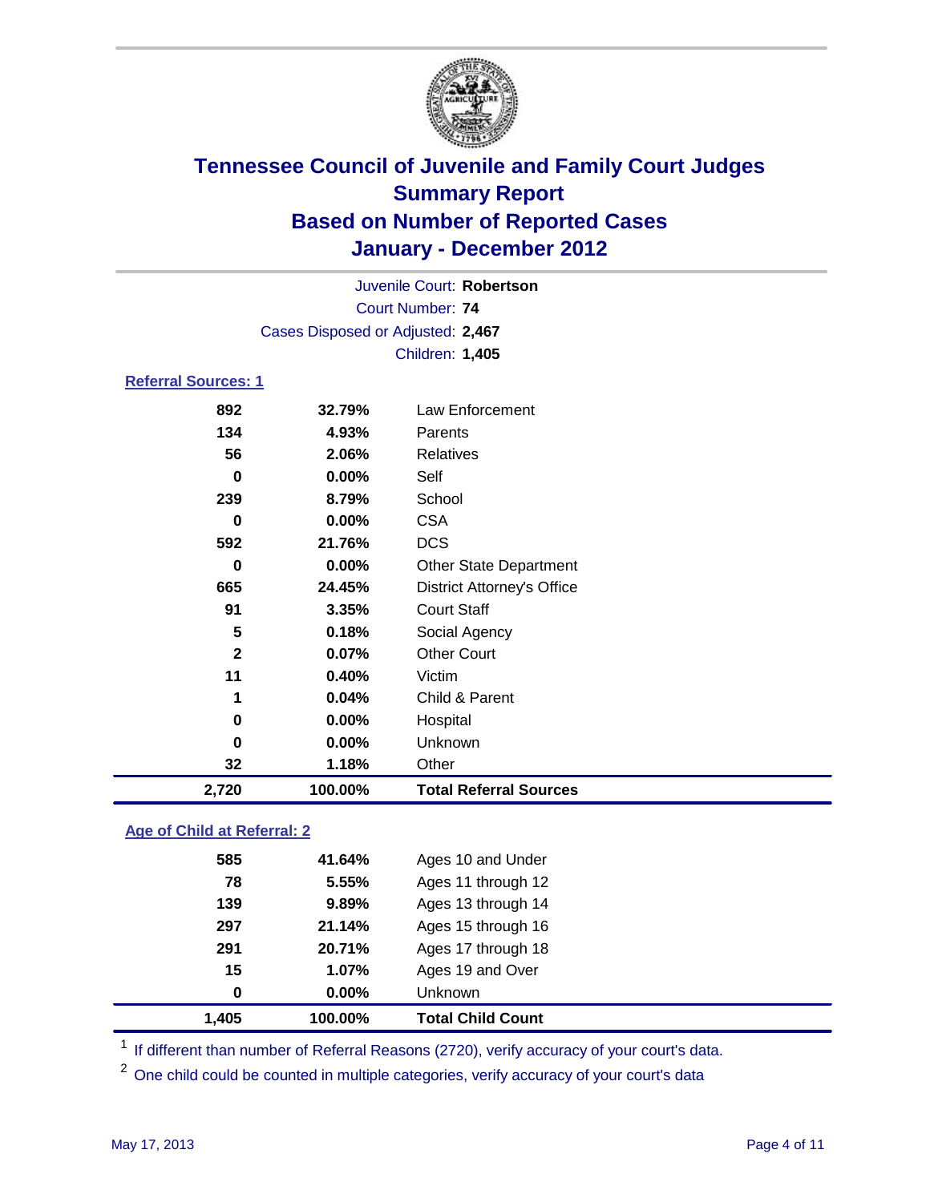# Tennessee Council of Juvenile and Family Court Judges
## Summary Report
## Based on Number of Reported Cases
## January - December 2012

Juvenile Court: **Robertson**
Court Number: **74**
Cases Disposed or Adjusted: **2,467**
Children: **1,405**

### Referral Sources: 1

| | | |
|---|---|---|
| 892 | 32.79% | Law Enforcement |
| 134 | 4.93% | Parents |
| 56 | 2.06% | Relatives |
| 0 | 0.00% | Self |
| 239 | 8.79% | School |
| 0 | 0.00% | CSA |
| 592 | 21.76% | DCS |
| 0 | 0.00% | Other State Department |
| 665 | 24.45% | District Attorney's Office |
| 91 | 3.35% | Court Staff |
| 5 | 0.18% | Social Agency |
| 2 | 0.07% | Other Court |
| 11 | 0.40% | Victim |
| 1 | 0.04% | Child & Parent |
| 0 | 0.00% | Hospital |
| 0 | 0.00% | Unknown |
| 32 | 1.18% | Other |
| **2,720** | **100.00%** | **Total Referral Sources** |

### Age of Child at Referral: 2

| | | |
|---|---|---|
| 585 | 41.64% | Ages 10 and Under |
| 78 | 5.55% | Ages 11 through 12 |
| 139 | 9.89% | Ages 13 through 14 |
| 297 | 21.14% | Ages 15 through 16 |
| 291 | 20.71% | Ages 17 through 18 |
| 15 | 1.07% | Ages 19 and Over |
| 0 | 0.00% | Unknown |
| **1,405** | **100.00%** | **Total Child Count** |

[1] If different than number of Referral Reasons (2720), verify accuracy of your court's data.

[2] One child could be counted in multiple categories, verify accuracy of your court's data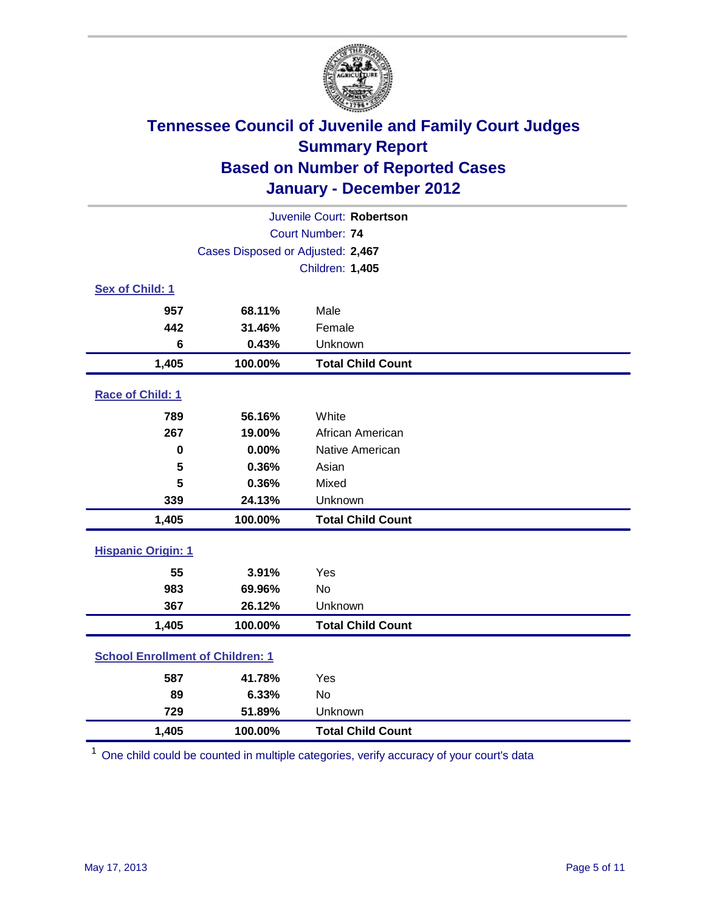# Tennessee Council of Juvenile and Family Court Judges
## Summary Report
## Based on Number of Reported Cases
## January - December 2012

Juvenile Court: **Robertson**
Court Number: **74**
Cases Disposed or Adjusted: **2,467**
Children: **1,405**

### Sex of Child: 1

| | | |
|---|---|---|
| 957 | 68.11% | Male |
| 442 | 31.46% | Female |
| 6 | 0.43% | Unknown |
| **1,405** | **100.00%** | **Total Child Count** |

### Race of Child: 1

| | | |
|---|---|---|
| 789 | 56.16% | White |
| 267 | 19.00% | African American |
| 0 | 0.00% | Native American |
| 5 | 0.36% | Asian |
| 5 | 0.36% | Mixed |
| 339 | 24.13% | Unknown |
| **1,405** | **100.00%** | **Total Child Count** |

### Hispanic Origin: 1

| | | |
|---|---|---|
| 55 | 3.91% | Yes |
| 983 | 69.96% | No |
| 367 | 26.12% | Unknown |
| **1,405** | **100.00%** | **Total Child Count** |

### School Enrollment of Children: 1

| | | |
|---|---|---|
| 587 | 41.78% | Yes |
| 89 | 6.33% | No |
| 729 | 51.89% | Unknown |
| **1,405** | **100.00%** | **Total Child Count** |

[1] One child could be counted in multiple categories, verify accuracy of your court's data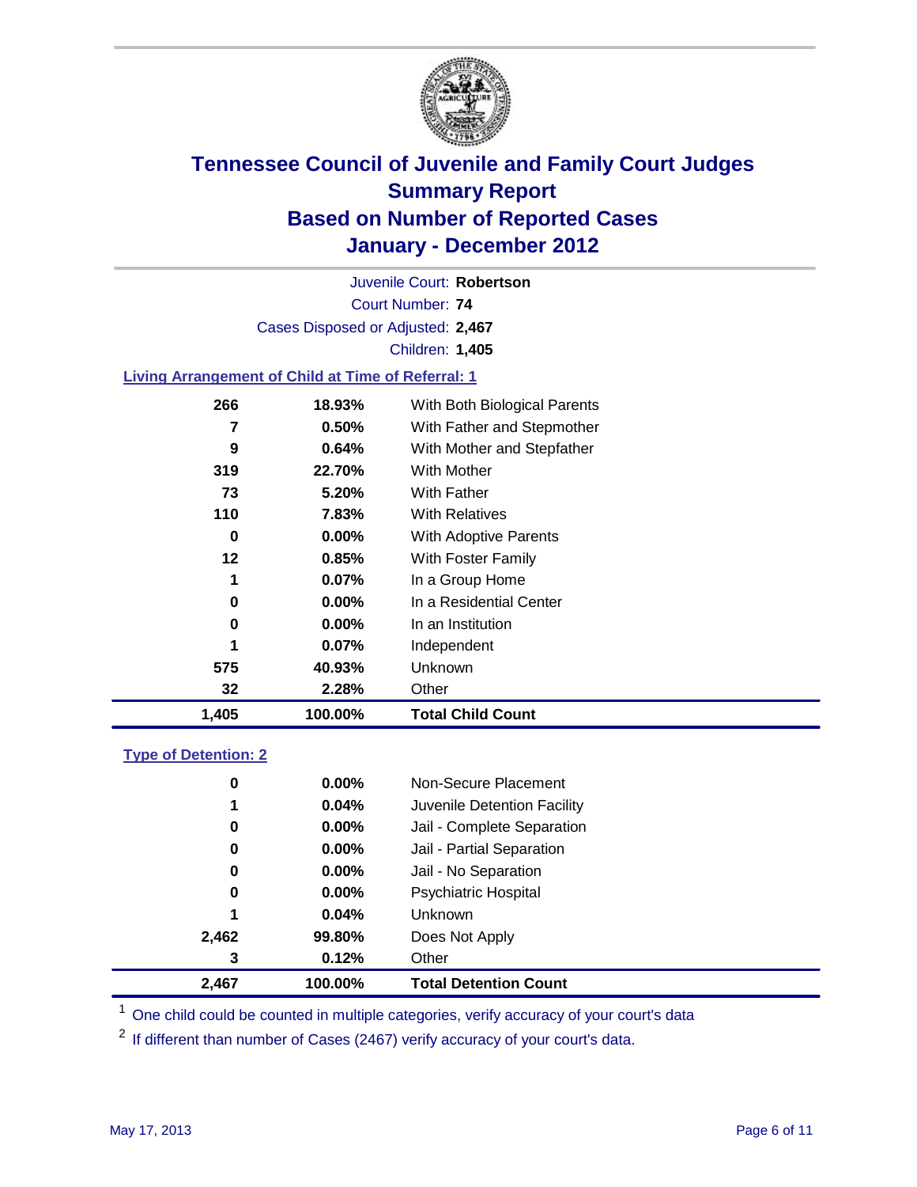# Tennessee Council of Juvenile and Family Court Judges
## Summary Report
## Based on Number of Reported Cases
## January - December 2012

Juvenile Court: **Robertson**
Court Number: **74**
Cases Disposed or Adjusted: **2,467**
Children: **1,405**

### Living Arrangement of Child at Time of Referral: 1

| Count | Percent | Category |
|---|---|---|
| 266 | 18.93% | With Both Biological Parents |
| 7 | 0.50% | With Father and Stepmother |
| 9 | 0.64% | With Mother and Stepfather |
| 319 | 22.70% | With Mother |
| 73 | 5.20% | With Father |
| 110 | 7.83% | With Relatives |
| 0 | 0.00% | With Adoptive Parents |
| 12 | 0.85% | With Foster Family |
| 1 | 0.07% | In a Group Home |
| 0 | 0.00% | In a Residential Center |
| 0 | 0.00% | In an Institution |
| 1 | 0.07% | Independent |
| 575 | 40.93% | Unknown |
| 32 | 2.28% | Other |
| **1,405** | **100.00%** | **Total Child Count** |

### Type of Detention: 2

| Count | Percent | Category |
|---|---|---|
| 0 | 0.00% | Non-Secure Placement |
| 1 | 0.04% | Juvenile Detention Facility |
| 0 | 0.00% | Jail - Complete Separation |
| 0 | 0.00% | Jail - Partial Separation |
| 0 | 0.00% | Jail - No Separation |
| 0 | 0.00% | Psychiatric Hospital |
| 1 | 0.04% | Unknown |
| 2,462 | 99.80% | Does Not Apply |
| 3 | 0.12% | Other |
| **2,467** | **100.00%** | **Total Detention Count** |

[1] One child could be counted in multiple categories, verify accuracy of your court's data

[2] If different than number of Cases (2467) verify accuracy of your court's data.

May 17, 2013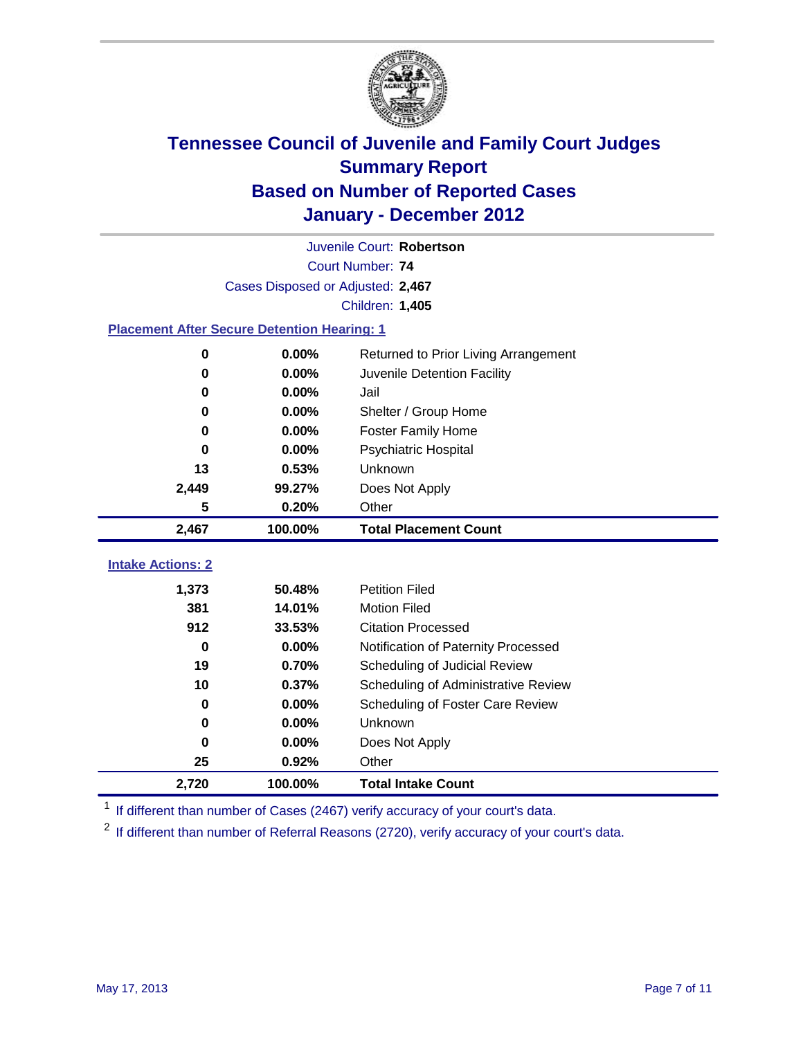# Tennessee Council of Juvenile and Family Court Judges
## Summary Report
## Based on Number of Reported Cases
## January - December 2012

Juvenile Court: **Robertson**

Court Number: **74**

Cases Disposed or Adjusted: **2,467**

Children: **1,405**

### Placement After Secure Detention Hearing: 1

| Count | Percent | Placement |
|---|---|---|
| 0 | 0.00% | Returned to Prior Living Arrangement |
| 0 | 0.00% | Juvenile Detention Facility |
| 0 | 0.00% | Jail |
| 0 | 0.00% | Shelter / Group Home |
| 0 | 0.00% | Foster Family Home |
| 0 | 0.00% | Psychiatric Hospital |
| 13 | 0.53% | Unknown |
| 2,449 | 99.27% | Does Not Apply |
| 5 | 0.20% | Other |
| **2,467** | **100.00%** | **Total Placement Count** |

### Intake Actions: 2

| Count | Percent | Intake Action |
|---|---|---|
| 1,373 | 50.48% | Petition Filed |
| 381 | 14.01% | Motion Filed |
| 912 | 33.53% | Citation Processed |
| 0 | 0.00% | Notification of Paternity Processed |
| 19 | 0.70% | Scheduling of Judicial Review |
| 10 | 0.37% | Scheduling of Administrative Review |
| 0 | 0.00% | Scheduling of Foster Care Review |
| 0 | 0.00% | Unknown |
| 0 | 0.00% | Does Not Apply |
| 25 | 0.92% | Other |
| **2,720** | **100.00%** | **Total Intake Count** |

[1] If different than number of Cases (2467) verify accuracy of your court's data.

[2] If different than number of Referral Reasons (2720), verify accuracy of your court's data.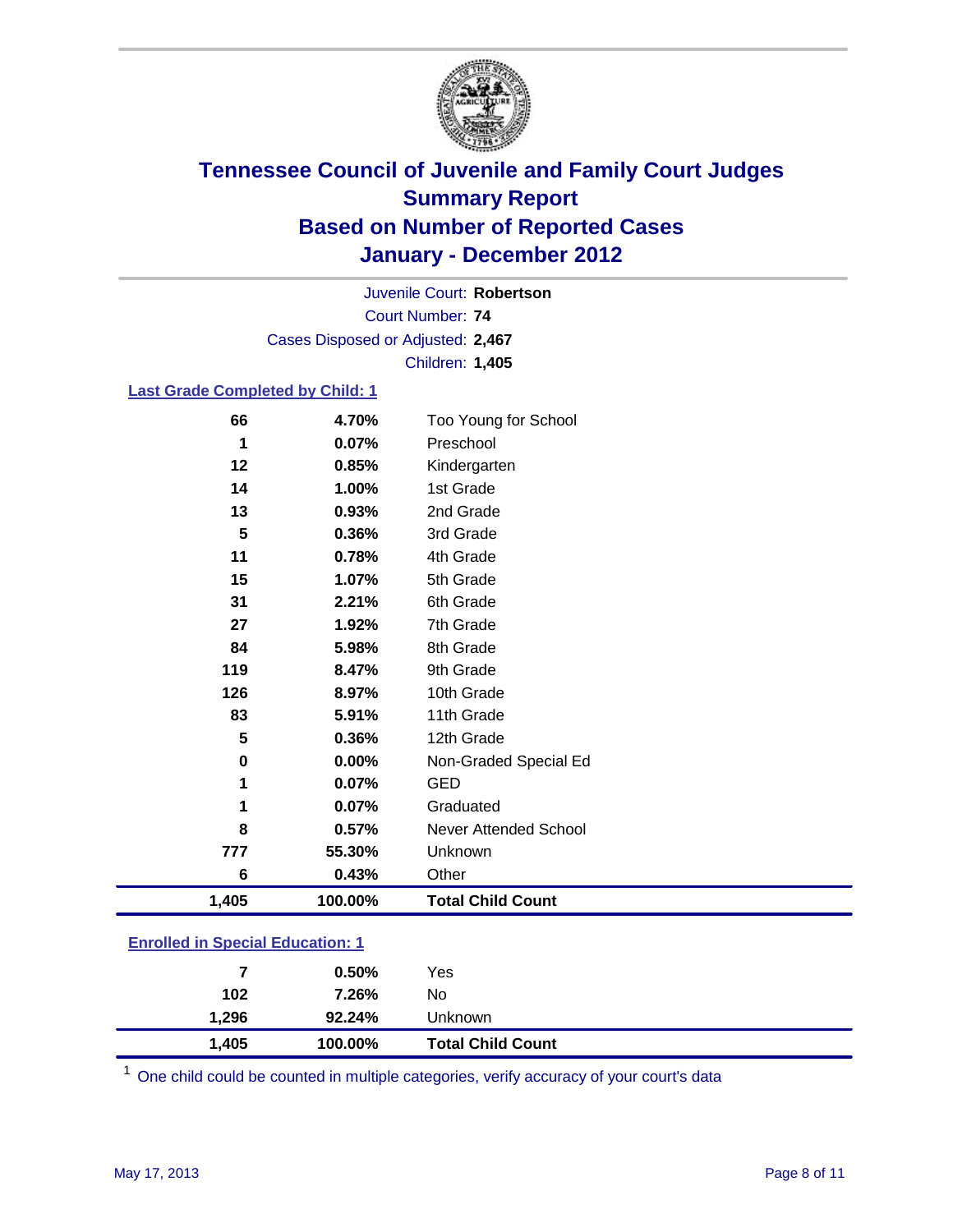# Tennessee Council of Juvenile and Family Court Judges
## Summary Report
## Based on Number of Reported Cases
## January - December 2012

Juvenile Court: **Robertson**

Court Number: **74**

Cases Disposed or Adjusted: **2,467**

Children: **1,405**

### Last Grade Completed by Child: 1

| Count | Percent | Category |
|---|---|---|
| 66 | 4.70% | Too Young for School |
| 1 | 0.07% | Preschool |
| 12 | 0.85% | Kindergarten |
| 14 | 1.00% | 1st Grade |
| 13 | 0.93% | 2nd Grade |
| 5 | 0.36% | 3rd Grade |
| 11 | 0.78% | 4th Grade |
| 15 | 1.07% | 5th Grade |
| 31 | 2.21% | 6th Grade |
| 27 | 1.92% | 7th Grade |
| 84 | 5.98% | 8th Grade |
| 119 | 8.47% | 9th Grade |
| 126 | 8.97% | 10th Grade |
| 83 | 5.91% | 11th Grade |
| 5 | 0.36% | 12th Grade |
| 0 | 0.00% | Non-Graded Special Ed |
| 1 | 0.07% | GED |
| 1 | 0.07% | Graduated |
| 8 | 0.57% | Never Attended School |
| 777 | 55.30% | Unknown |
| 6 | 0.43% | Other |
| **1,405** | **100.00%** | **Total Child Count** |

### Enrolled in Special Education: 1

| Count | Percent | Category |
|---|---|---|
| 7 | 0.50% | Yes |
| 102 | 7.26% | No |
| 1,296 | 92.24% | Unknown |
| **1,405** | **100.00%** | **Total Child Count** |

[1] One child could be counted in multiple categories, verify accuracy of your court's data

May 17, 2013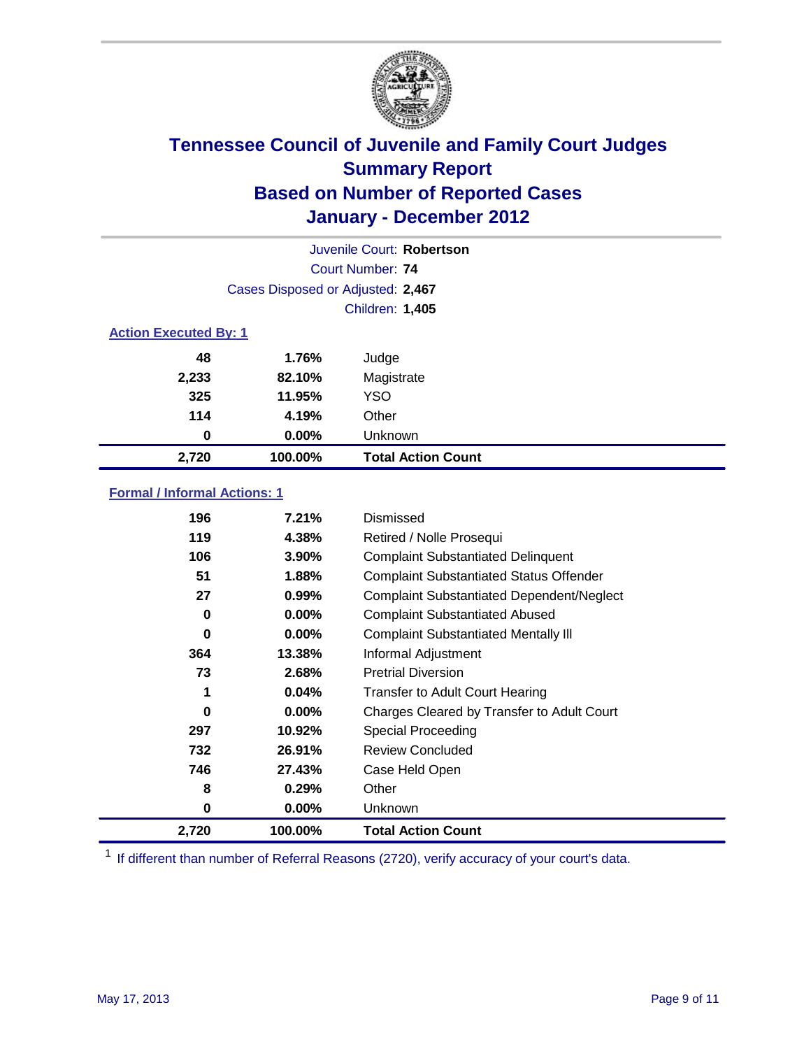# Tennessee Council of Juvenile and Family Court Judges
## Summary Report
## Based on Number of Reported Cases
## January - December 2012

Juvenile Court: **Robertson**
Court Number: **74**
Cases Disposed or Adjusted: **2,467**
Children: **1,405**

### Action Executed By: 1

| | | |
|---|---|---|
| 48 | 1.76% | Judge |
| 2,233 | 82.10% | Magistrate |
| 325 | 11.95% | YSO |
| 114 | 4.19% | Other |
| 0 | 0.00% | Unknown |
| **2,720** | **100.00%** | **Total Action Count** |

### Formal / Informal Actions: 1

| | | |
|---|---|---|
| 196 | 7.21% | Dismissed |
| 119 | 4.38% | Retired / Nolle Prosequi |
| 106 | 3.90% | Complaint Substantiated Delinquent |
| 51 | 1.88% | Complaint Substantiated Status Offender |
| 27 | 0.99% | Complaint Substantiated Dependent/Neglect |
| 0 | 0.00% | Complaint Substantiated Abused |
| 0 | 0.00% | Complaint Substantiated Mentally Ill |
| 364 | 13.38% | Informal Adjustment |
| 73 | 2.68% | Pretrial Diversion |
| 1 | 0.04% | Transfer to Adult Court Hearing |
| 0 | 0.00% | Charges Cleared by Transfer to Adult Court |
| 297 | 10.92% | Special Proceeding |
| 732 | 26.91% | Review Concluded |
| 746 | 27.43% | Case Held Open |
| 8 | 0.29% | Other |
| 0 | 0.00% | Unknown |
| **2,720** | **100.00%** | **Total Action Count** |

[1] If different than number of Referral Reasons (2720), verify accuracy of your court's data.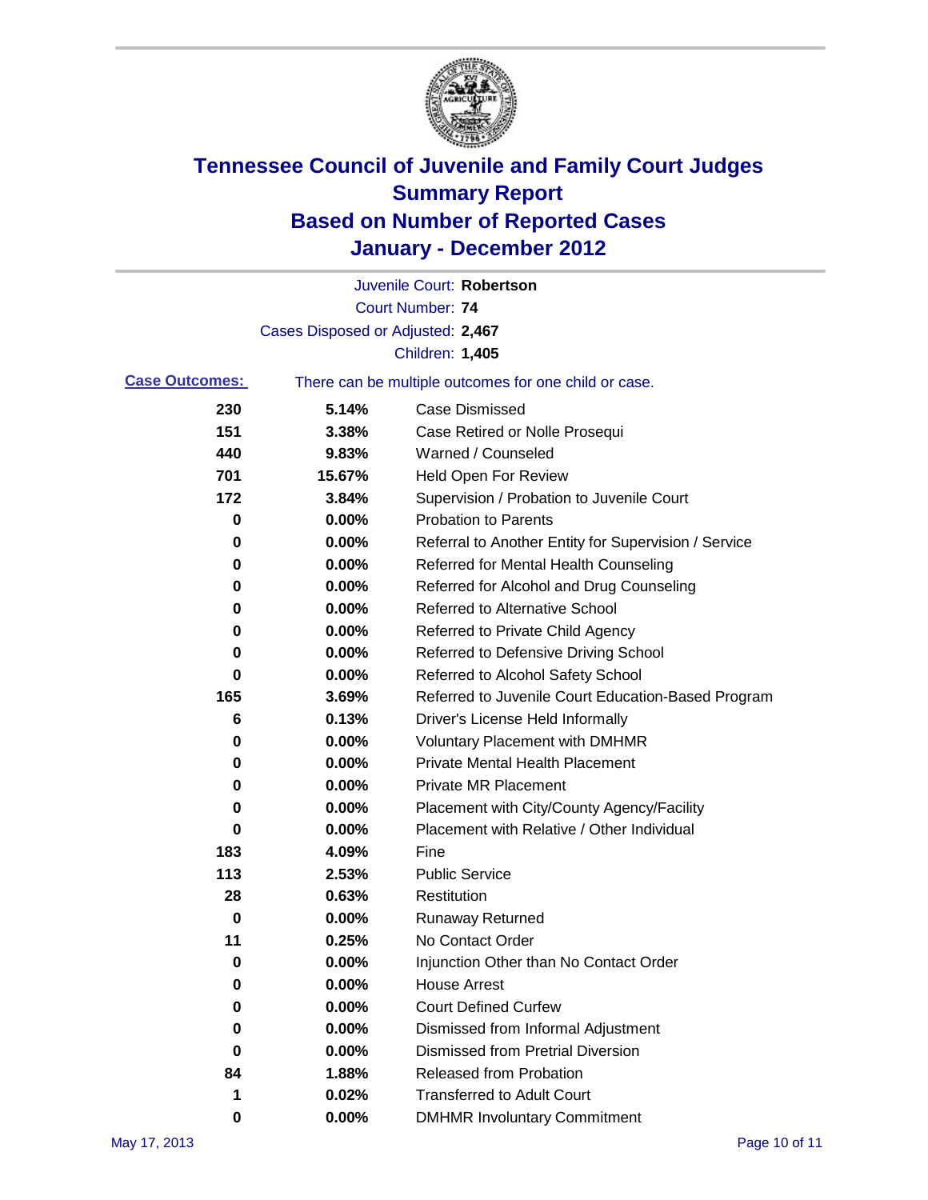# Tennessee Council of Juvenile and Family Court Judges
# Summary Report
# Based on Number of Reported Cases
# January - December 2012

Juvenile Court: **Robertson**

Court Number: **74**

Cases Disposed or Adjusted: **2,467**

Children: **1,405**

**Case Outcomes:** There can be multiple outcomes for one child or case.

| | | |
|---|---|---|
| 230 | 5.14% | Case Dismissed |
| 151 | 3.38% | Case Retired or Nolle Prosequi |
| 440 | 9.83% | Warned / Counseled |
| 701 | 15.67% | Held Open For Review |
| 172 | 3.84% | Supervision / Probation to Juvenile Court |
| 0 | 0.00% | Probation to Parents |
| 0 | 0.00% | Referral to Another Entity for Supervision / Service |
| 0 | 0.00% | Referred for Mental Health Counseling |
| 0 | 0.00% | Referred for Alcohol and Drug Counseling |
| 0 | 0.00% | Referred to Alternative School |
| 0 | 0.00% | Referred to Private Child Agency |
| 0 | 0.00% | Referred to Defensive Driving School |
| 0 | 0.00% | Referred to Alcohol Safety School |
| 165 | 3.69% | Referred to Juvenile Court Education-Based Program |
| 6 | 0.13% | Driver's License Held Informally |
| 0 | 0.00% | Voluntary Placement with DMHMR |
| 0 | 0.00% | Private Mental Health Placement |
| 0 | 0.00% | Private MR Placement |
| 0 | 0.00% | Placement with City/County Agency/Facility |
| 0 | 0.00% | Placement with Relative / Other Individual |
| 183 | 4.09% | Fine |
| 113 | 2.53% | Public Service |
| 28 | 0.63% | Restitution |
| 0 | 0.00% | Runaway Returned |
| 11 | 0.25% | No Contact Order |
| 0 | 0.00% | Injunction Other than No Contact Order |
| 0 | 0.00% | House Arrest |
| 0 | 0.00% | Court Defined Curfew |
| 0 | 0.00% | Dismissed from Informal Adjustment |
| 0 | 0.00% | Dismissed from Pretrial Diversion |
| 84 | 1.88% | Released from Probation |
| 1 | 0.02% | Transferred to Adult Court |
| 0 | 0.00% | DMHMR Involuntary Commitment |

May 17, 2013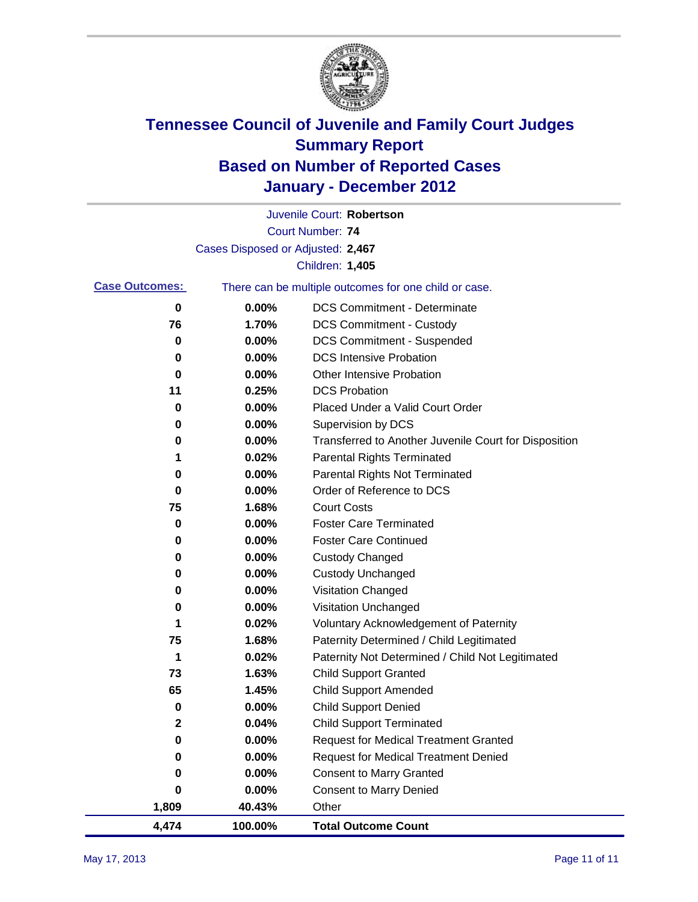# Tennessee Council of Juvenile and Family Court Judges
## Summary Report
## Based on Number of Reported Cases
## January - December 2012

Juvenile Court: **Robertson**

Court Number: **74**

Cases Disposed or Adjusted: **2,467**

Children: **1,405**

**Case Outcomes:** There can be multiple outcomes for one child or case.

| | | |
|---|---|---|
| 0 | 0.00% | DCS Commitment - Determinate |
| 76 | 1.70% | DCS Commitment - Custody |
| 0 | 0.00% | DCS Commitment - Suspended |
| 0 | 0.00% | DCS Intensive Probation |
| 0 | 0.00% | Other Intensive Probation |
| 11 | 0.25% | DCS Probation |
| 0 | 0.00% | Placed Under a Valid Court Order |
| 0 | 0.00% | Supervision by DCS |
| 0 | 0.00% | Transferred to Another Juvenile Court for Disposition |
| 1 | 0.02% | Parental Rights Terminated |
| 0 | 0.00% | Parental Rights Not Terminated |
| 0 | 0.00% | Order of Reference to DCS |
| 75 | 1.68% | Court Costs |
| 0 | 0.00% | Foster Care Terminated |
| 0 | 0.00% | Foster Care Continued |
| 0 | 0.00% | Custody Changed |
| 0 | 0.00% | Custody Unchanged |
| 0 | 0.00% | Visitation Changed |
| 0 | 0.00% | Visitation Unchanged |
| 1 | 0.02% | Voluntary Acknowledgement of Paternity |
| 75 | 1.68% | Paternity Determined / Child Legitimated |
| 1 | 0.02% | Paternity Not Determined / Child Not Legitimated |
| 73 | 1.63% | Child Support Granted |
| 65 | 1.45% | Child Support Amended |
| 0 | 0.00% | Child Support Denied |
| 2 | 0.04% | Child Support Terminated |
| 0 | 0.00% | Request for Medical Treatment Granted |
| 0 | 0.00% | Request for Medical Treatment Denied |
| 0 | 0.00% | Consent to Marry Granted |
| 0 | 0.00% | Consent to Marry Denied |
| 1,809 | 40.43% | Other |
| **4,474** | **100.00%** | **Total Outcome Count** |

May 17, 2013